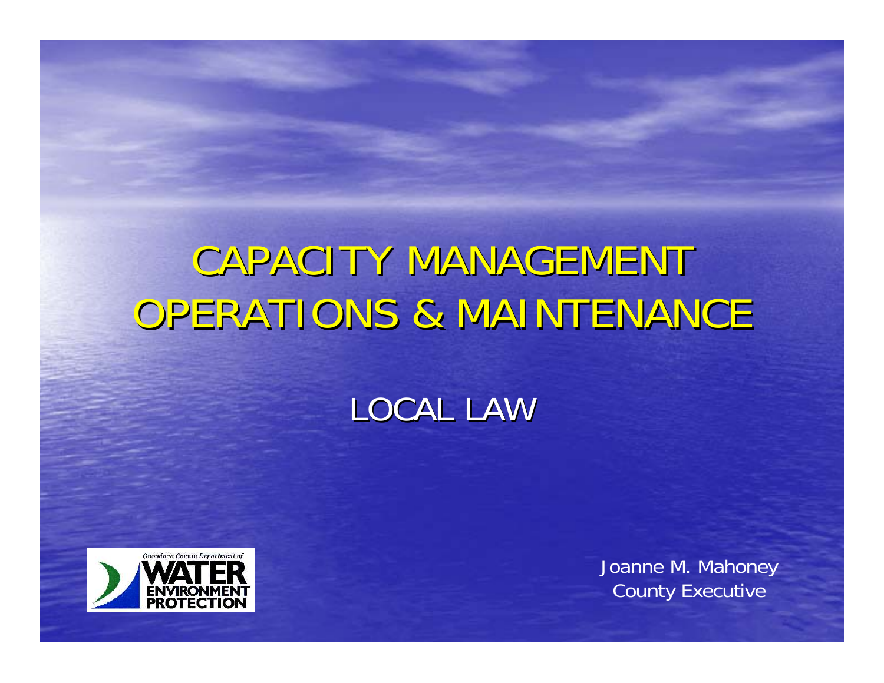# CAPACITY MANAGEMENT OPERATIONS & MAINTENANCE

## LOCAL LAW

Onondaga County Department of WATER ENVIRONMENT PROTECTION

Joanne M. Mahoney
County Executive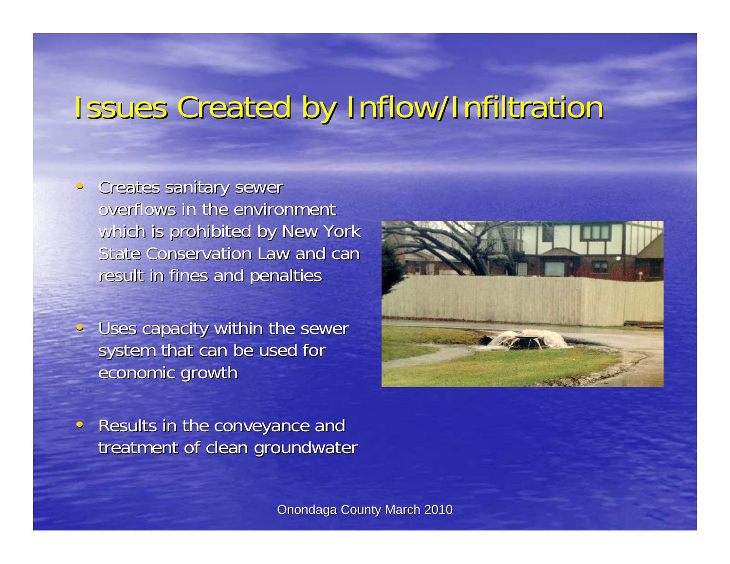# Issues Created by Inflow/Infiltration

- Creates sanitary sewer overflows in the environment which is prohibited by New York State Conservation Law and can result in fines and penalties
- Uses capacity within the sewer system that can be used for economic growth
- Results in the conveyance and treatment of clean groundwater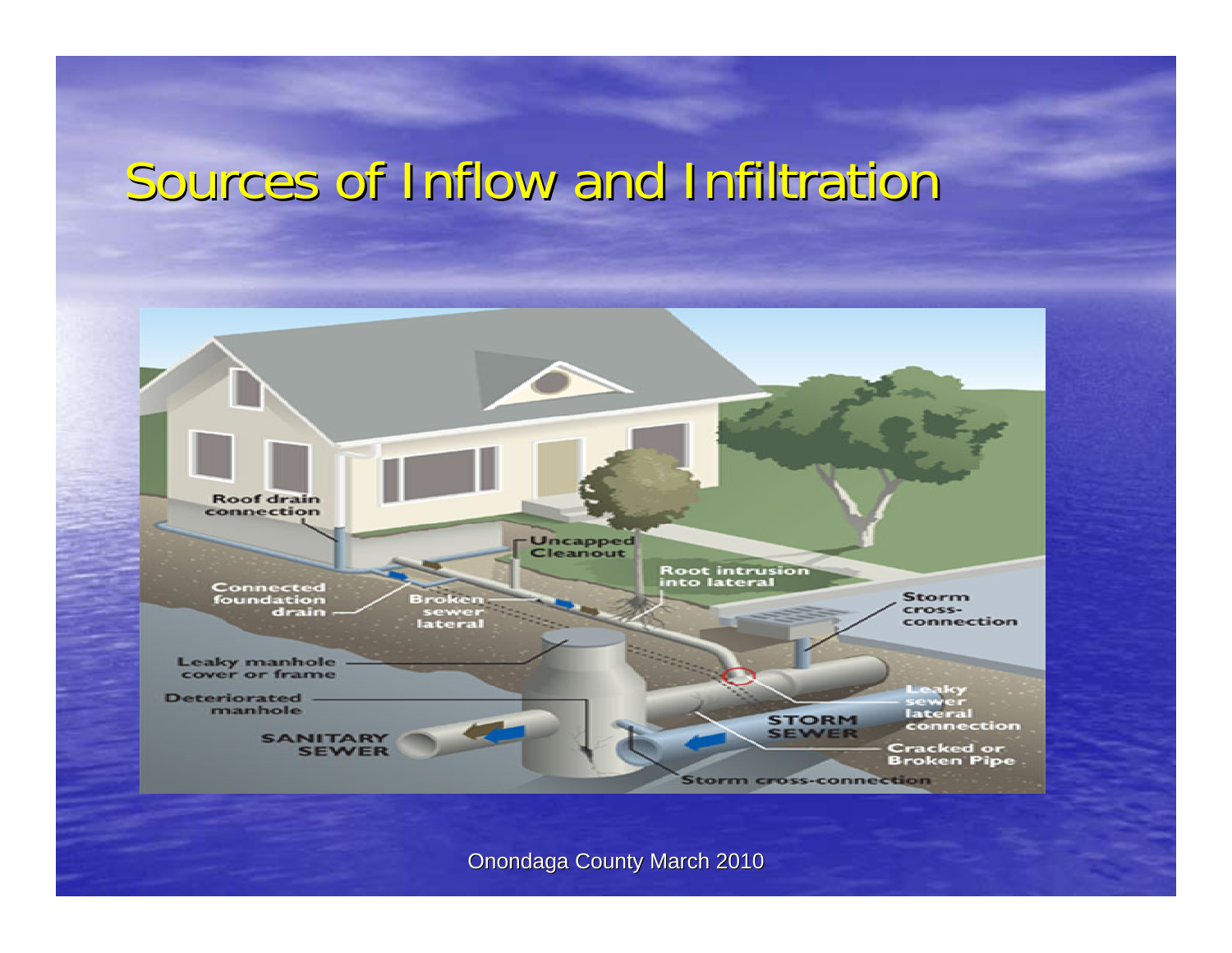# Sources of Inflow and Infiltration

Roof drain connection

Connected foundation drain

Broken sewer lateral

Uncapped Cleanout

Root intrusion into lateral

Storm cross-connection

Leaky manhole cover or frame

Deteriorated manhole

SANITARY SEWER

STORM SEWER

Leaky sewer lateral connection

Cracked or Broken Pipe

Storm cross-connection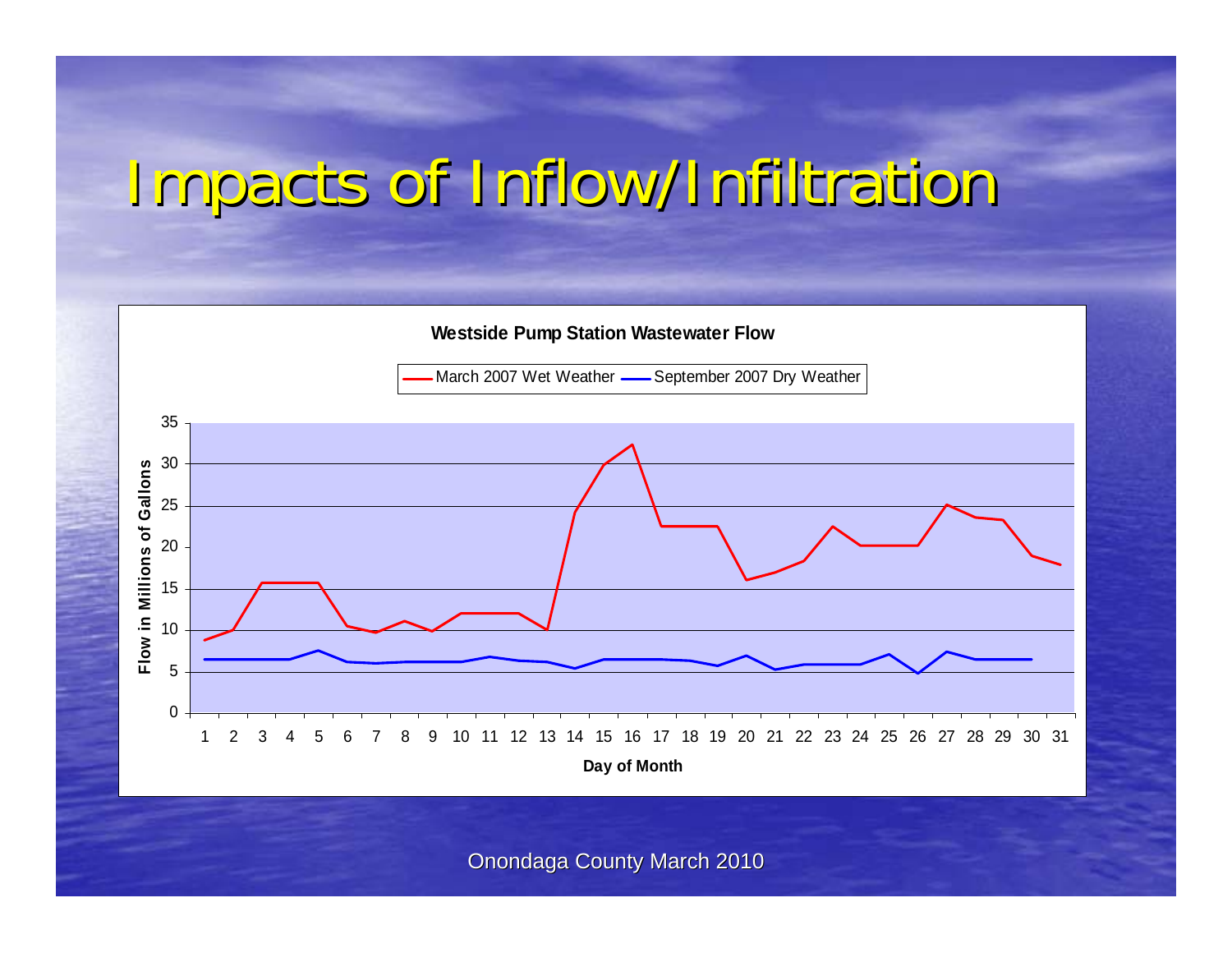# Impacts of Inflow/Infiltration

**Westside Pump Station Wastewater Flow**

March 2007 Wet Weather — September 2007 Dry Weather

Flow in Millions of Gallons

Day of Month

Onondaga County March 2010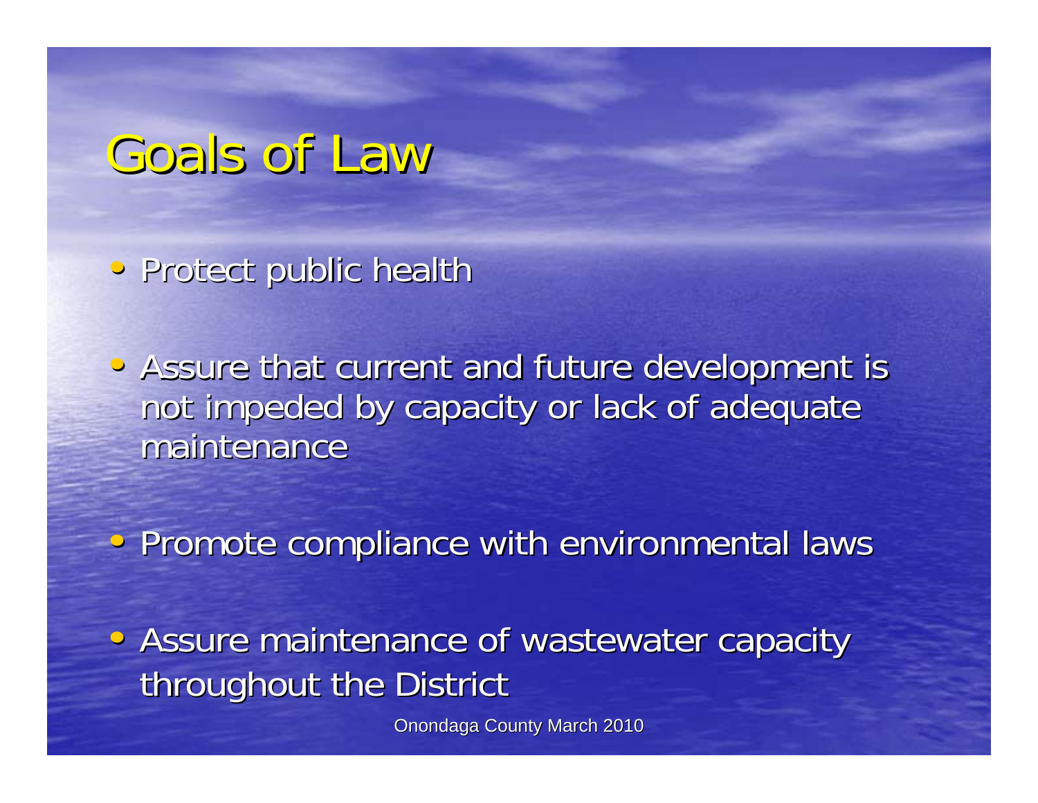# Goals of Law

- Protect public health
- Assure that current and future development is not impeded by capacity or lack of adequate maintenance
- Promote compliance with environmental laws
- Assure maintenance of wastewater capacity throughout the District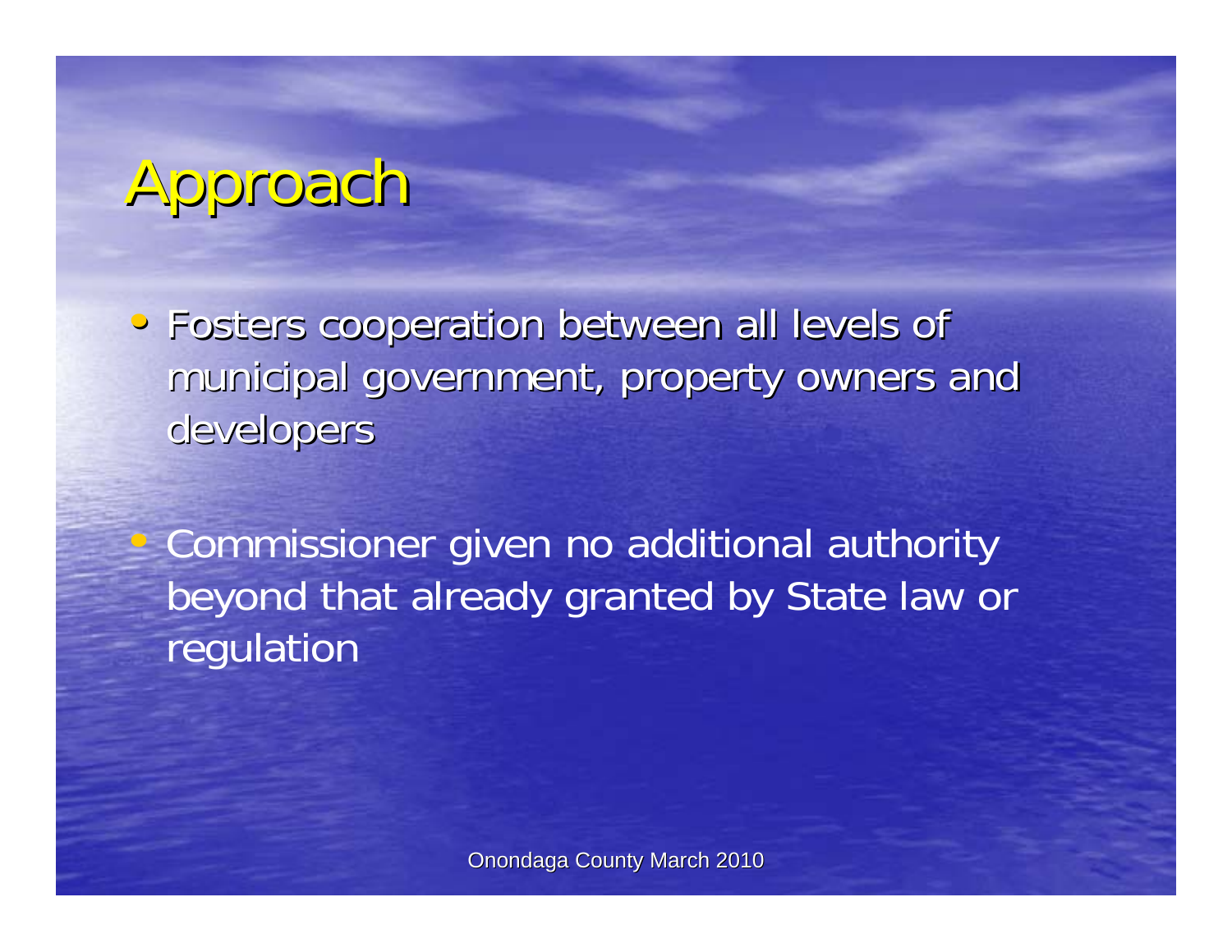# Approach

- Fosters cooperation between all levels of municipal government, property owners and developers

- Commissioner given no additional authority beyond that already granted by State law or regulation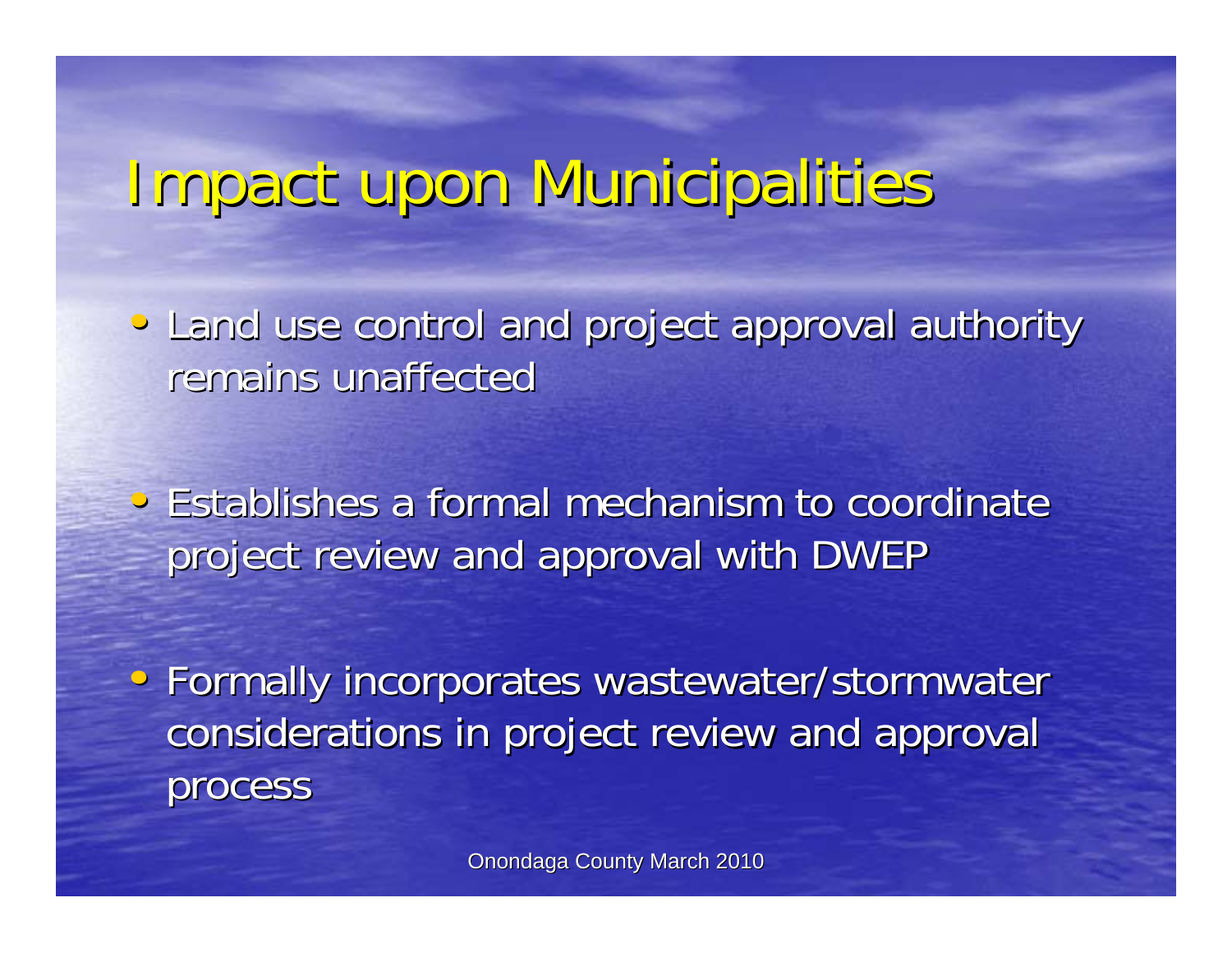# Impact upon Municipalities

- Land use control and project approval authority remains unaffected
- Establishes a formal mechanism to coordinate project review and approval with DWEP
- Formally incorporates wastewater/stormwater considerations in project review and approval process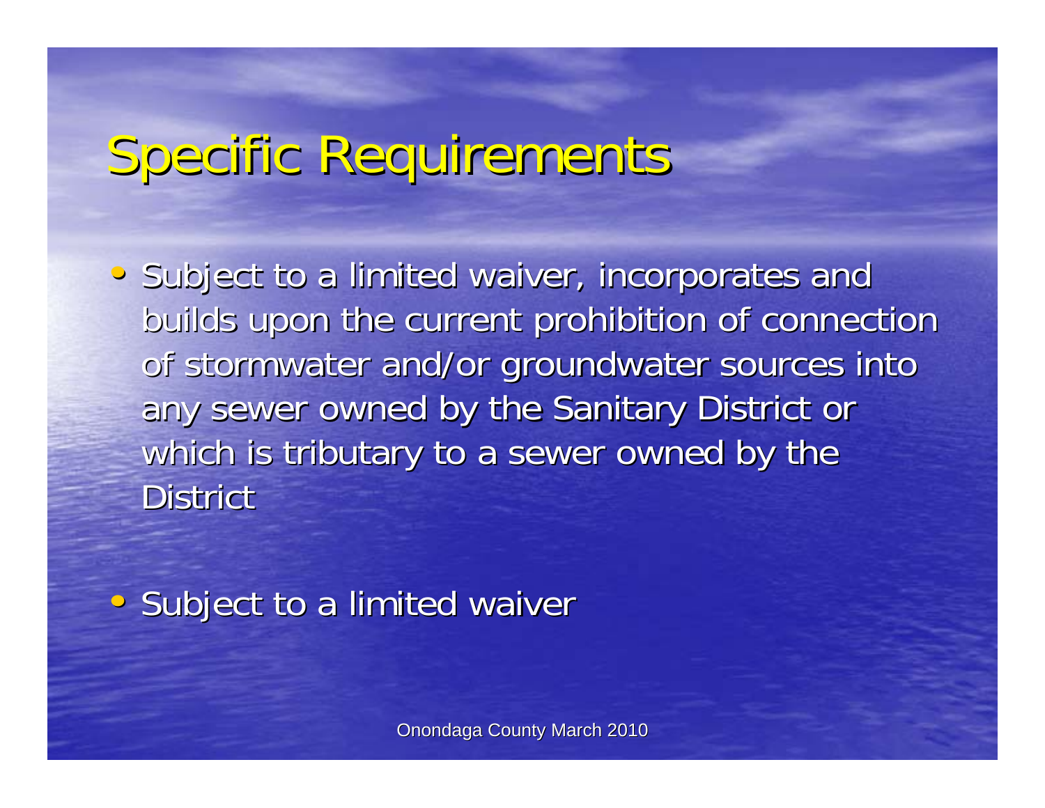# Specific Requirements

- Subject to a limited waiver, incorporates and builds upon the current prohibition of connection of stormwater and/or groundwater sources into any sewer owned by the Sanitary District or which is tributary to a sewer owned by the District

- Subject to a limited waiver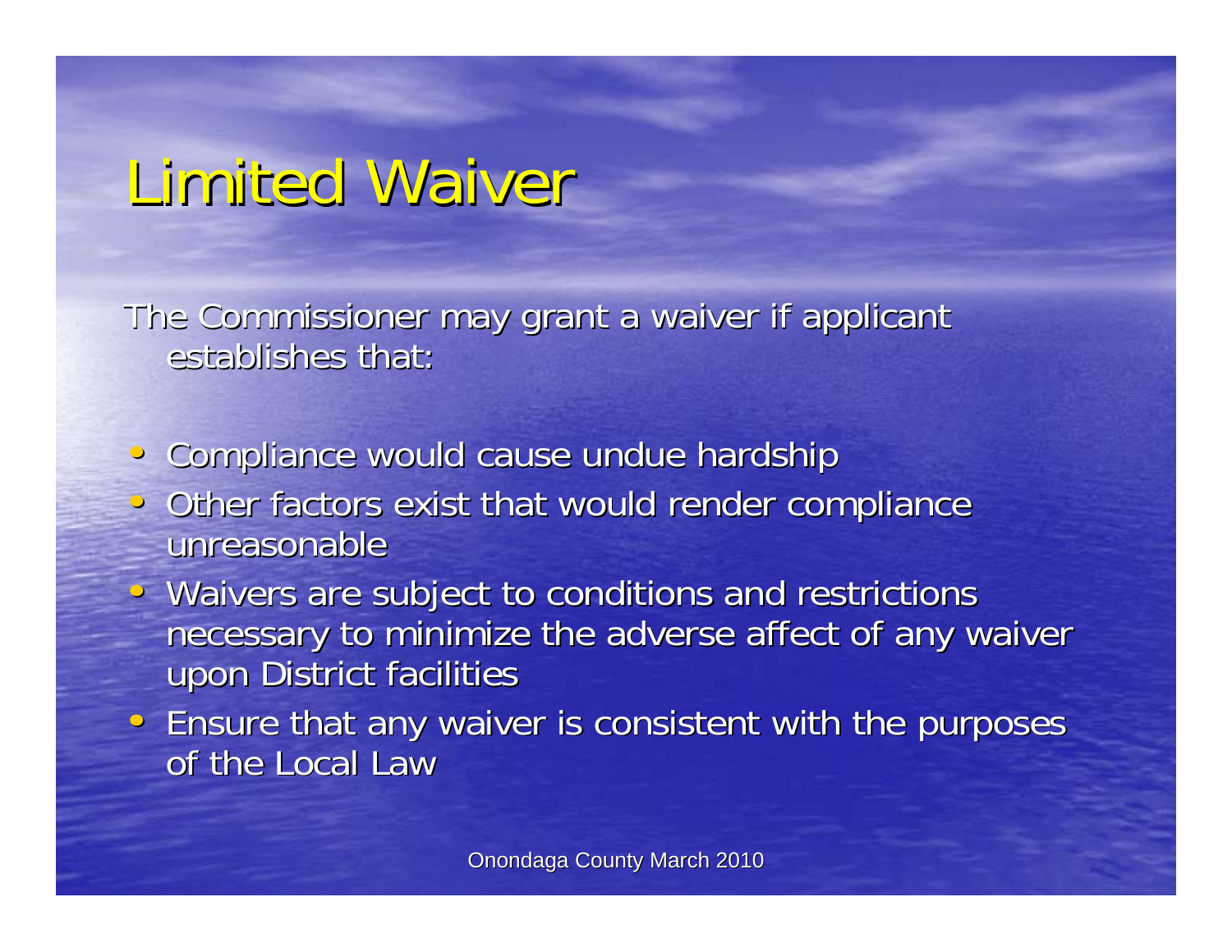# Limited Waiver

The Commissioner may grant a waiver if applicant establishes that:

- Compliance would cause undue hardship
- Other factors exist that would render compliance unreasonable
- Waivers are subject to conditions and restrictions necessary to minimize the adverse affect of any waiver upon District facilities
- Ensure that any waiver is consistent with the purposes of the Local Law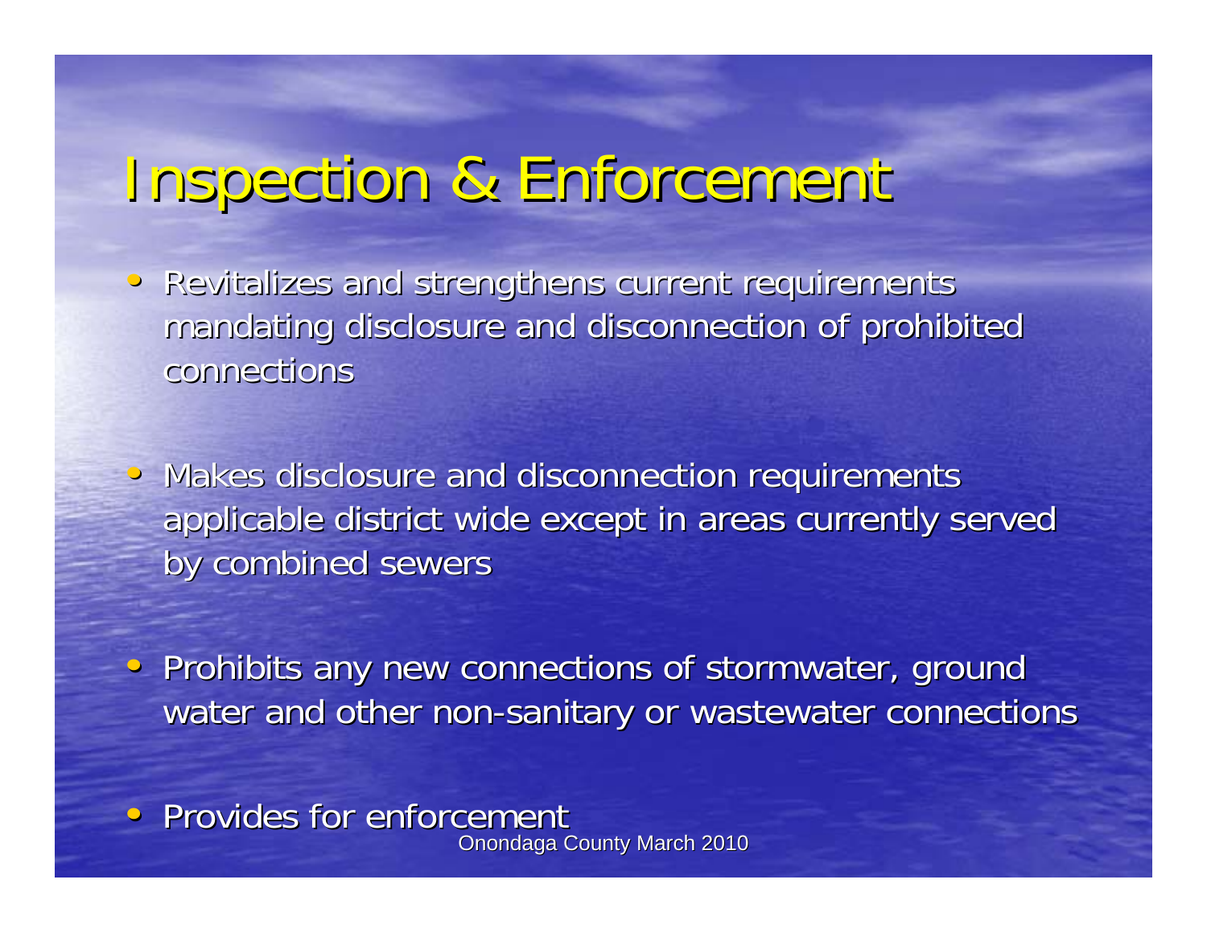# Inspection & Enforcement

- Revitalizes and strengthens current requirements mandating disclosure and disconnection of prohibited connections
- Makes disclosure and disconnection requirements applicable district wide except in areas currently served by combined sewers
- Prohibits any new connections of stormwater, ground water and other non-sanitary or wastewater connections
- Provides for enforcement

Onondaga County March 2010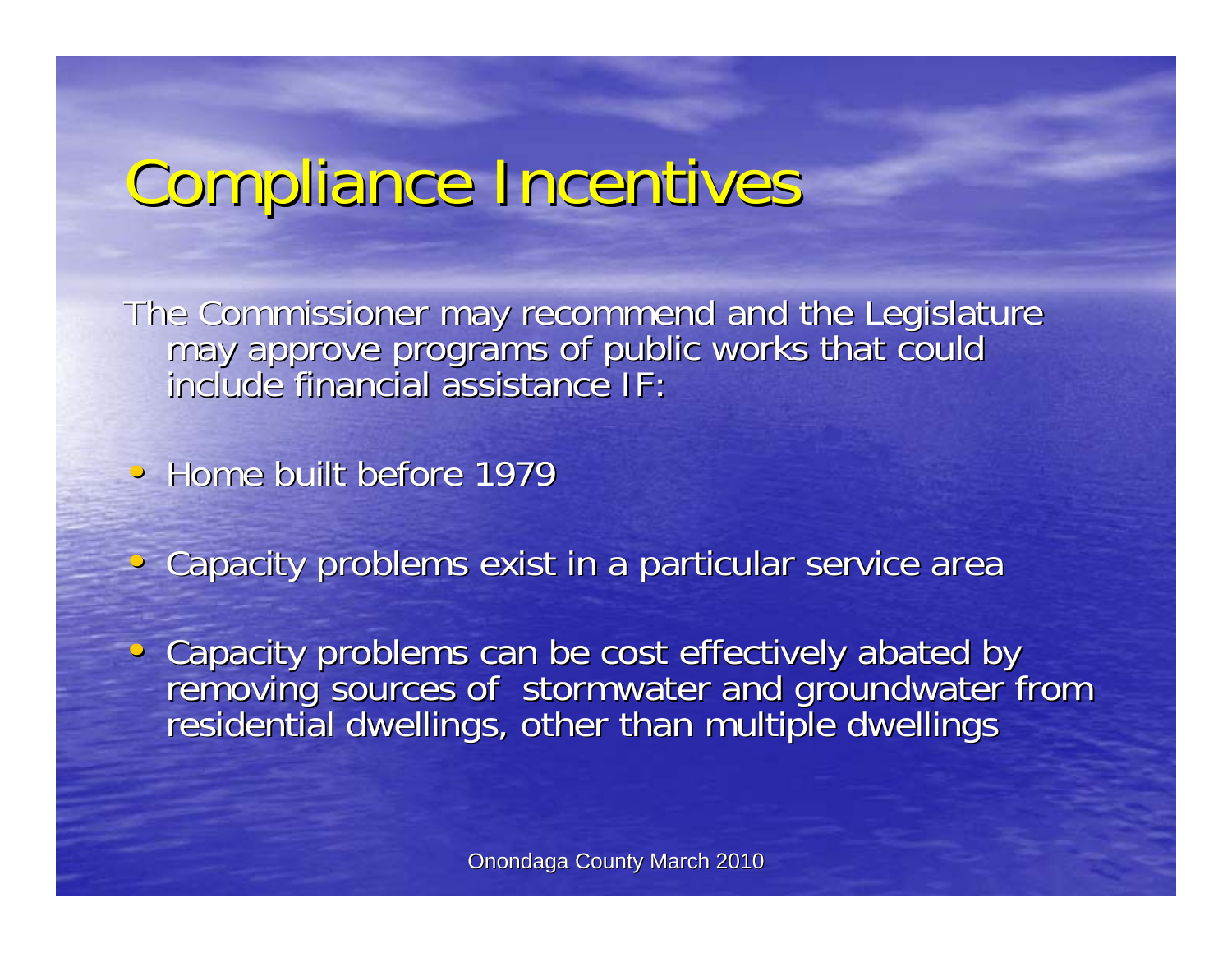# Compliance Incentives

The Commissioner may recommend and the Legislature may approve programs of public works that could include financial assistance IF:

- Home built before 1979
- Capacity problems exist in a particular service area
- Capacity problems can be cost effectively abated by removing sources of stormwater and groundwater from residential dwellings, other than multiple dwellings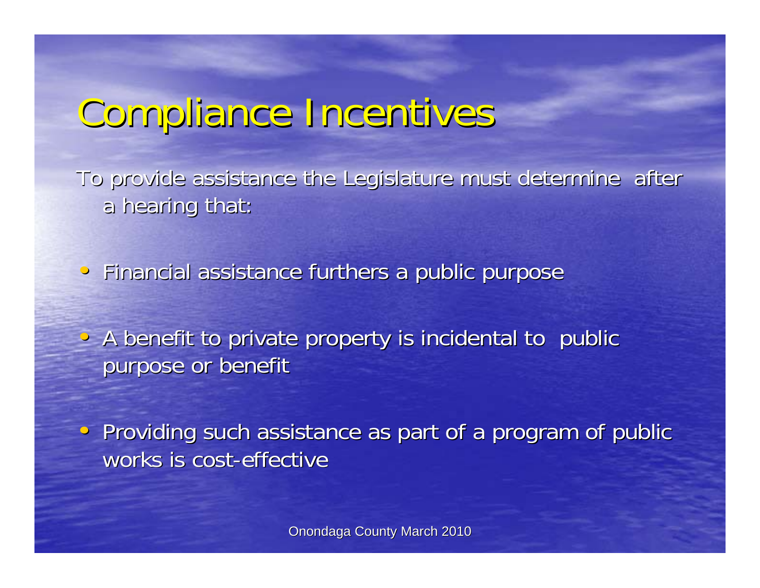# Compliance Incentives

To provide assistance the Legislature must determine after a hearing that:

- Financial assistance furthers a public purpose
- A benefit to private property is incidental to public purpose or benefit
- Providing such assistance as part of a program of public works is cost-effective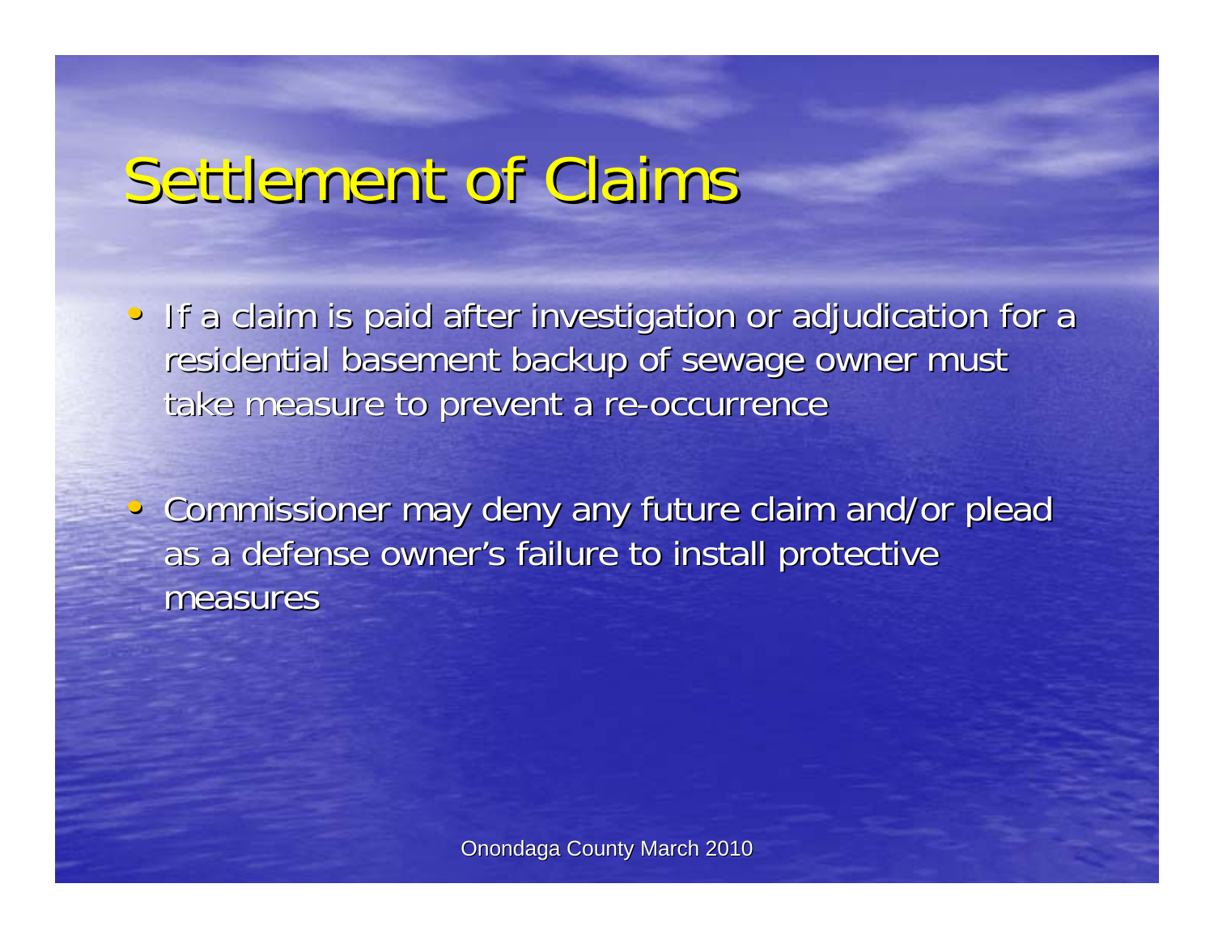# Settlement of Claims

- If a claim is paid after investigation or adjudication for a residential basement backup of sewage owner must take measure to prevent a re-occurrence

- Commissioner may deny any future claim and/or plead as a defense owner's failure to install protective measures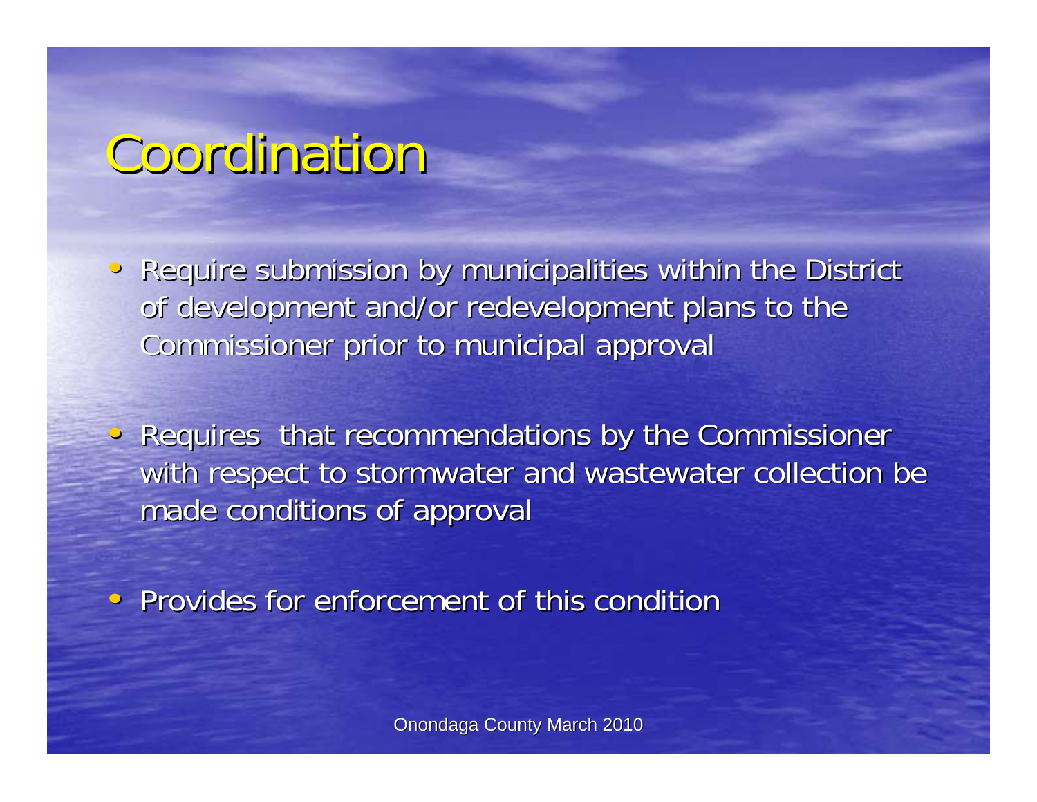# Coordination

- Require submission by municipalities within the District of development and/or redevelopment plans to the Commissioner prior to municipal approval

- Requires that recommendations by the Commissioner with respect to stormwater and wastewater collection be made conditions of approval

- Provides for enforcement of this condition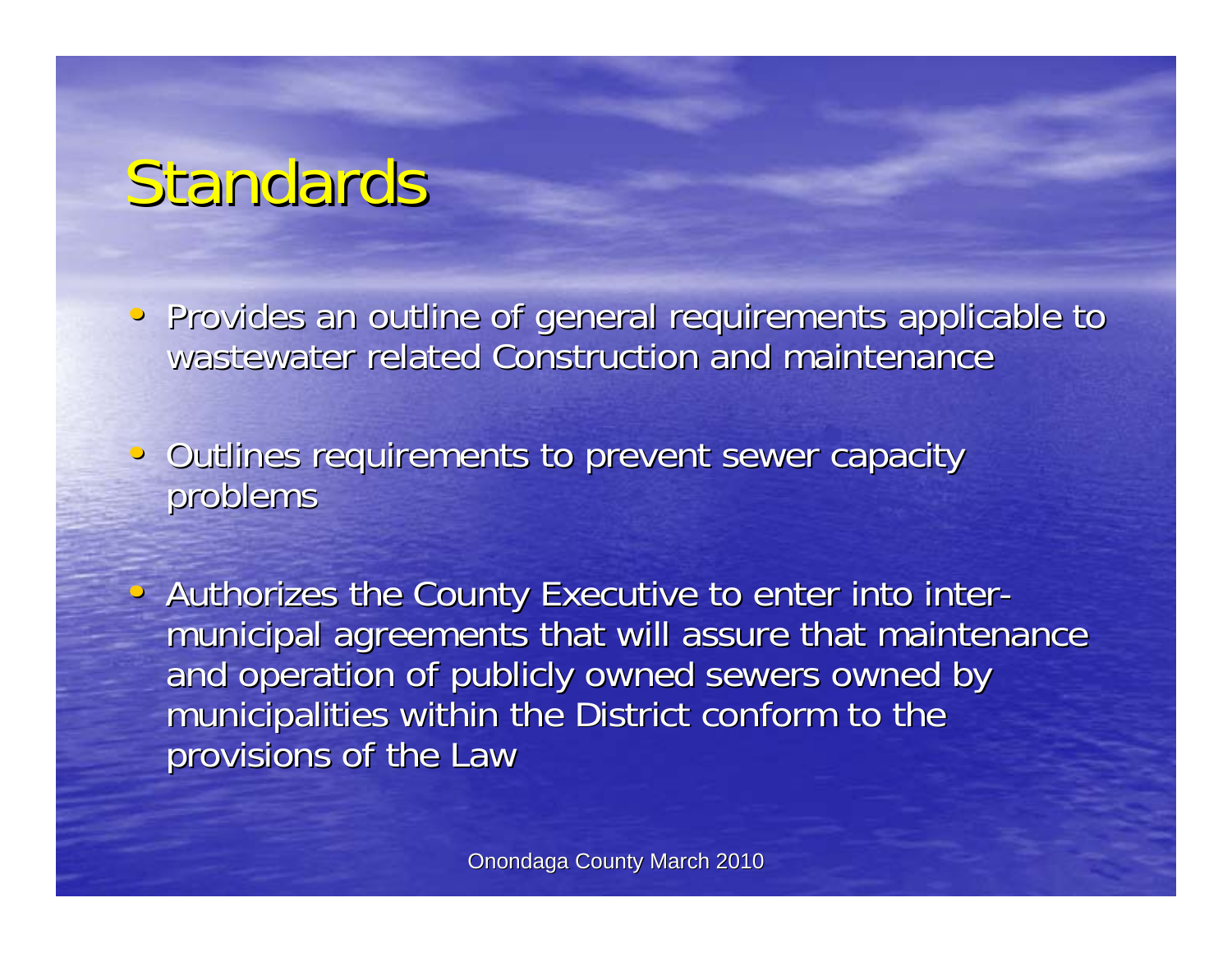# Standards

- Provides an outline of general requirements applicable to wastewater related Construction and maintenance
- Outlines requirements to prevent sewer capacity problems
- Authorizes the County Executive to enter into inter-municipal agreements that will assure that maintenance and operation of publicly owned sewers owned by municipalities within the District conform to the provisions of the Law